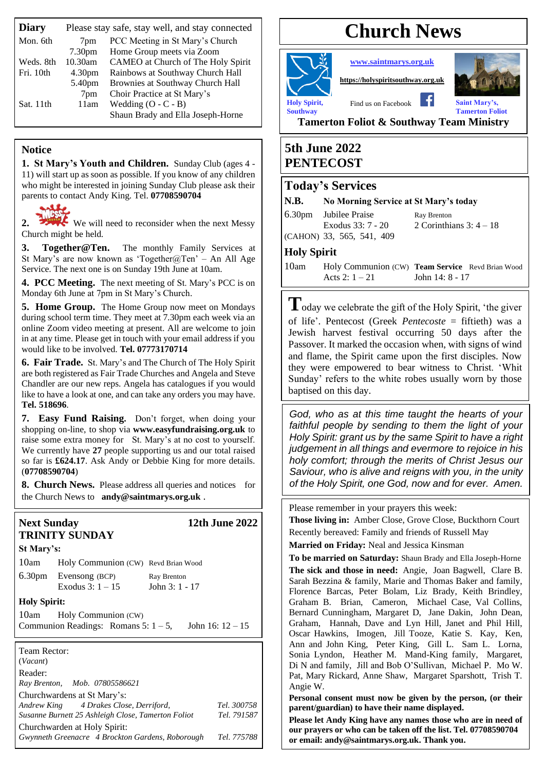# Church News

**www.saintmarys.org.uk**

**https://holyspiritsouthway.org.uk**

Holy Spirit, Southway — Find us on Facebook — Saint Mary's, Tamerton Foliot

**Tamerton Foliot & Southway Team Ministry**

## Diary

Please stay safe, stay well, and stay connected

| Day | Time | Event |
|---|---|---|
| Mon. 6th | 7pm | PCC Meeting in St Mary's Church |
| | 7.30pm | Home Group meets via Zoom |
| Weds. 8th | 10.30am | CAMEO at Church of The Holy Spirit |
| Fri. 10th | 4.30pm | Rainbows at Southway Church Hall |
| | 5.40pm | Brownies at Southway Church Hall |
| | 7pm | Choir Practice at St Mary's |
| Sat. 11th | 11am | Wedding (O - C - B) Shaun Brady and Ella Joseph-Horne |

## Notice

**1. St Mary's Youth and Children.** Sunday Club (ages 4 - 11) will start up as soon as possible. If you know of any children who might be interested in joining Sunday Club please ask their parents to contact Andy King. Tel. **07708590704**

**2.** We will need to reconsider when the next Messy Church might be held.

**3. Together@Ten.** The monthly Family Services at St Mary's are now known as 'Together@Ten' – An All Age Service. The next one is on Sunday 19th June at 10am.

**4. PCC Meeting.** The next meeting of St. Mary's PCC is on Monday 6th June at 7pm in St Mary's Church.

**5. Home Group.** The Home Group now meet on Mondays during school term time. They meet at 7.30pm each week via an online Zoom video meeting at present. All are welcome to join in at any time. Please get in touch with your email address if you would like to be involved. **Tel. 07773170714**

**6. Fair Trade.** St. Mary's and The Church of The Holy Spirit are both registered as Fair Trade Churches and Angela and Steve Chandler are our new reps. Angela has catalogues if you would like to have a look at one, and can take any orders you may have. **Tel. 518696**.

**7. Easy Fund Raising.** Don't forget, when doing your shopping on-line, to shop via **www.easyfundraising.org.uk** to raise some extra money for St. Mary's at no cost to yourself. We currently have **27** people supporting us and our total raised so far is **£624.17**. Ask Andy or Debbie King for more details. (**07708590704**)

**8. Church News.** Please address all queries and notices for the Church News to **andy@saintmarys.org.uk** .

## Next Sunday — 12th June 2022
## TRINITY SUNDAY

**St Mary's:**

| Time | Service | Leader / Reading |
|---|---|---|
| 10am | Holy Communion (CW) | Revd Brian Wood |
| 6.30pm | Evensong (BCP) | Ray Brenton |
| | Exodus 3: 1 – 15 | John 3: 1 - 17 |

**Holy Spirit:**

10am Holy Communion (CW)
Communion Readings: Romans 5: 1 – 5, John 16: 12 – 15

Team Rector:
(*Vacant*)

Reader:
*Ray Brenton, Mob. 07805586621*

Churchwardens at St Mary's:
*Andrew King 4 Drakes Close, Derriford, Tel. 300758*
*Susanne Burnett 25 Ashleigh Close, Tamerton Foliot Tel. 791587*

Churchwarden at Holy Spirit:
*Gwynneth Greenacre 4 Brockton Gardens, Roborough Tel. 775788*

## 5th June 2022
## PENTECOST

## Today's Services

**N.B.** **No Morning Service at St Mary's today**

| Time | Service | Leader / Reading |
|---|---|---|
| 6.30pm | Jubilee Praise | Ray Brenton |
| | Exodus 33: 7 - 20 | 2 Corinthians 3: 4 – 18 |
| (CAHON) | 33, 565, 541, 409 | |

**Holy Spirit**

| Time | Service | Leader / Reading |
|---|---|---|
| 10am | Holy Communion (CW) **Team Service** | Revd Brian Wood |
| | Acts 2: 1 – 21 | John 14: 8 - 17 |

Today we celebrate the gift of the Holy Spirit, 'the giver of life'. Pentecost (Greek *Pentecoste* = fiftieth) was a Jewish harvest festival occurring 50 days after the Passover. It marked the occasion when, with signs of wind and flame, the Spirit came upon the first disciples. Now they were empowered to bear witness to Christ. 'Whit Sunday' refers to the white robes usually worn by those baptised on this day.

*God, who as at this time taught the hearts of your faithful people by sending to them the light of your Holy Spirit: grant us by the same Spirit to have a right judgement in all things and evermore to rejoice in his holy comfort; through the merits of Christ Jesus our Saviour, who is alive and reigns with you, in the unity of the Holy Spirit, one God, now and for ever. Amen.*

Please remember in your prayers this week:

**Those living in:** Amber Close, Grove Close, Buckthorn Court

Recently bereaved: Family and friends of Russell May

**Married on Friday:** Neal and Jessica Kinsman

**To be married on Saturday:** Shaun Brady and Ella Joseph-Horne

**The sick and those in need:** Angie, Joan Bagwell, Clare B. Sarah Bezzina & family, Marie and Thomas Baker and family, Florence Barcas, Peter Bolam, Liz Brady, Keith Brindley, Graham B. Brian, Cameron, Michael Case, Val Collins, Bernard Cunningham, Margaret D, Jane Dakin, John Dean, Graham, Hannah, Dave and Lyn Hill, Janet and Phil Hill, Oscar Hawkins, Imogen, Jill Tooze, Katie S. Kay, Ken, Ann and John King, Peter King, Gill L. Sam L. Lorna, Sonia Lyndon, Heather M. Mand-King family, Margaret, Di N and family, Jill and Bob O'Sullivan, Michael P. Mo W. Pat, Mary Rickard, Anne Shaw, Margaret Sparshott, Trish T. Angie W.

**Personal consent must now be given by the person, (or their parent/guardian) to have their name displayed.**

**Please let Andy King have any names those who are in need of our prayers or who can be taken off the list. Tel. 07708590704 or email: andy@saintmarys.org.uk. Thank you.**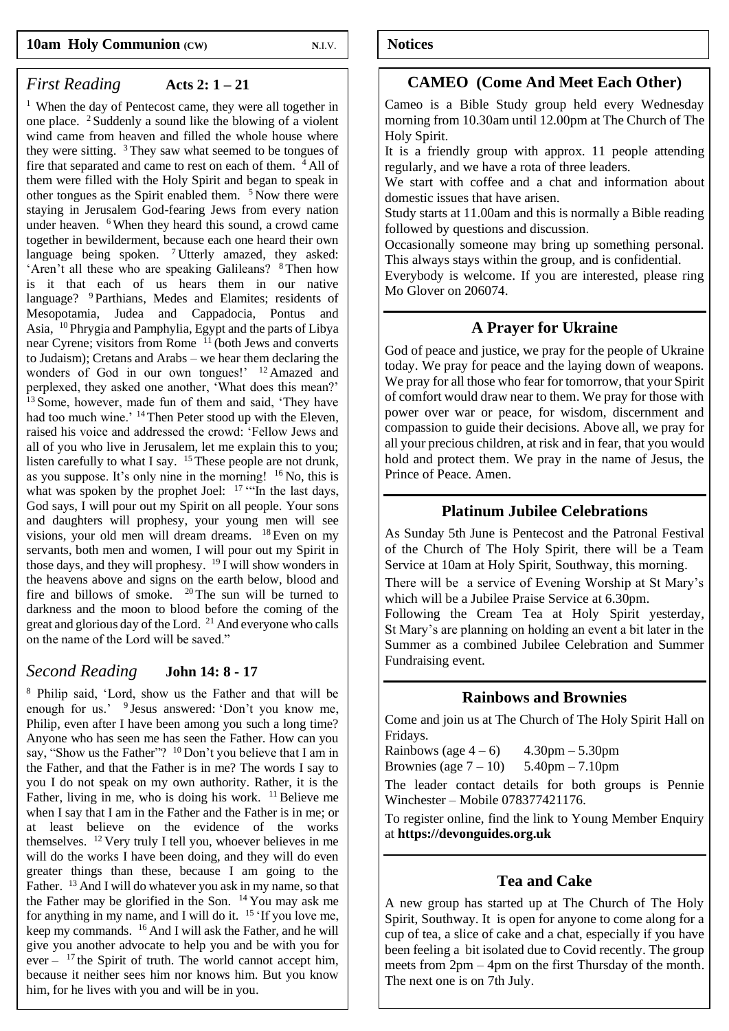**10am Holy Communion (CW)** **N**.I.V.

## *First Reading* **Acts 2: 1 – 21**

[1] When the day of Pentecost came, they were all together in one place. [2] Suddenly a sound like the blowing of a violent wind came from heaven and filled the whole house where they were sitting. [3] They saw what seemed to be tongues of fire that separated and came to rest on each of them. [4] All of them were filled with the Holy Spirit and began to speak in other tongues as the Spirit enabled them. [5] Now there were staying in Jerusalem God-fearing Jews from every nation under heaven. [6] When they heard this sound, a crowd came together in bewilderment, because each one heard their own language being spoken. [7] Utterly amazed, they asked: 'Aren't all these who are speaking Galileans? [8] Then how is it that each of us hears them in our native language? [9] Parthians, Medes and Elamites; residents of Mesopotamia, Judea and Cappadocia, Pontus and Asia, [10] Phrygia and Pamphylia, Egypt and the parts of Libya near Cyrene; visitors from Rome [11] (both Jews and converts to Judaism); Cretans and Arabs – we hear them declaring the wonders of God in our own tongues!' [12] Amazed and perplexed, they asked one another, 'What does this mean?' [13] Some, however, made fun of them and said, 'They have had too much wine.' [14] Then Peter stood up with the Eleven, raised his voice and addressed the crowd: 'Fellow Jews and all of you who live in Jerusalem, let me explain this to you; listen carefully to what I say. [15] These people are not drunk, as you suppose. It's only nine in the morning! [16] No, this is what was spoken by the prophet Joel: [17] '"In the last days, God says, I will pour out my Spirit on all people. Your sons and daughters will prophesy, your young men will see visions, your old men will dream dreams. [18] Even on my servants, both men and women, I will pour out my Spirit in those days, and they will prophesy. [19] I will show wonders in the heavens above and signs on the earth below, blood and fire and billows of smoke. [20] The sun will be turned to darkness and the moon to blood before the coming of the great and glorious day of the Lord. [21] And everyone who calls on the name of the Lord will be saved."

## *Second Reading* **John 14: 8 - 17**

[8] Philip said, 'Lord, show us the Father and that will be enough for us.' [9] Jesus answered: 'Don't you know me, Philip, even after I have been among you such a long time? Anyone who has seen me has seen the Father. How can you say, "Show us the Father"? [10] Don't you believe that I am in the Father, and that the Father is in me? The words I say to you I do not speak on my own authority. Rather, it is the Father, living in me, who is doing his work. [11] Believe me when I say that I am in the Father and the Father is in me; or at least believe on the evidence of the works themselves. [12] Very truly I tell you, whoever believes in me will do the works I have been doing, and they will do even greater things than these, because I am going to the Father. [13] And I will do whatever you ask in my name, so that the Father may be glorified in the Son. [14] You may ask me for anything in my name, and I will do it. [15] 'If you love me, keep my commands. [16] And I will ask the Father, and he will give you another advocate to help you and be with you for ever – [17] the Spirit of truth. The world cannot accept him, because it neither sees him nor knows him. But you know him, for he lives with you and will be in you.

**Notices**

## CAMEO (Come And Meet Each Other)

Cameo is a Bible Study group held every Wednesday morning from 10.30am until 12.00pm at The Church of The Holy Spirit.

It is a friendly group with approx. 11 people attending regularly, and we have a rota of three leaders.

We start with coffee and a chat and information about domestic issues that have arisen.

Study starts at 11.00am and this is normally a Bible reading followed by questions and discussion.

Occasionally someone may bring up something personal. This always stays within the group, and is confidential.

Everybody is welcome. If you are interested, please ring Mo Glover on 206074.

## A Prayer for Ukraine

God of peace and justice, we pray for the people of Ukraine today. We pray for peace and the laying down of weapons. We pray for all those who fear for tomorrow, that your Spirit of comfort would draw near to them. We pray for those with power over war or peace, for wisdom, discernment and compassion to guide their decisions. Above all, we pray for all your precious children, at risk and in fear, that you would hold and protect them. We pray in the name of Jesus, the Prince of Peace. Amen.

## Platinum Jubilee Celebrations

As Sunday 5th June is Pentecost and the Patronal Festival of the Church of The Holy Spirit, there will be a Team Service at 10am at Holy Spirit, Southway, this morning.

There will be a service of Evening Worship at St Mary's which will be a Jubilee Praise Service at 6.30pm.

Following the Cream Tea at Holy Spirit yesterday, St Mary's are planning on holding an event a bit later in the Summer as a combined Jubilee Celebration and Summer Fundraising event.

## Rainbows and Brownies

Come and join us at The Church of The Holy Spirit Hall on Fridays.

Rainbows (age 4 – 6) 4.30pm – 5.30pm
Brownies (age 7 – 10) 5.40pm – 7.10pm

The leader contact details for both groups is Pennie Winchester – Mobile 078377421176.

To register online, find the link to Young Member Enquiry at **https://devonguides.org.uk**

## Tea and Cake

A new group has started up at The Church of The Holy Spirit, Southway. It is open for anyone to come along for a cup of tea, a slice of cake and a chat, especially if you have been feeling a bit isolated due to Covid recently. The group meets from 2pm – 4pm on the first Thursday of the month. The next one is on 7th July.